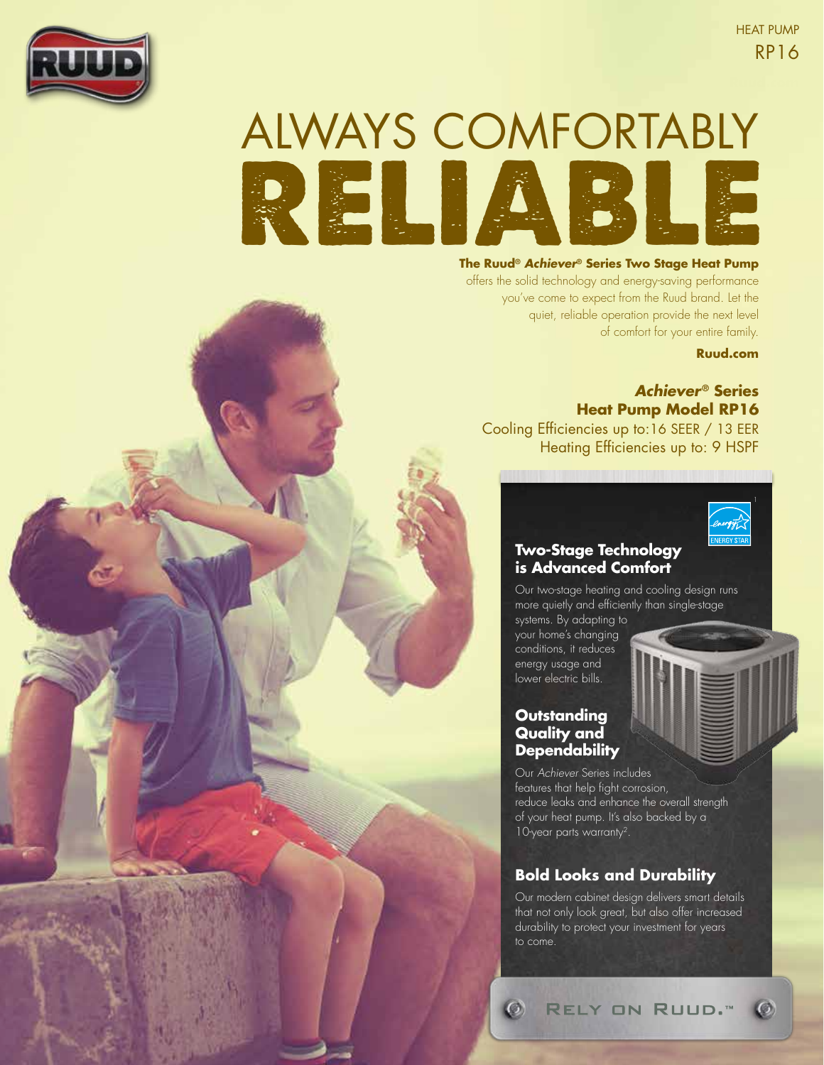HEAT PUMP
RP16

# ALWAYS COMFORTABLY RELIABLE

**The Ruud® *Achiever®* Series Two Stage Heat Pump** offers the solid technology and energy-saving performance you've come to expect from the Ruud brand. Let the quiet, reliable operation provide the next level of comfort for your entire family.

**Ruud.com**

***Achiever®* Series**
**Heat Pump Model RP16**
Cooling Efficiencies up to: 16 SEER / 13 EER
Heating Efficiencies up to: 9 HSPF

ENERGY STAR[1]

## Two-Stage Technology is Advanced Comfort

Our two-stage heating and cooling design runs more quietly and efficiently than single-stage systems. By adapting to your home's changing conditions, it reduces energy usage and lower electric bills.

## Outstanding Quality and Dependability

Our *Achiever* Series includes features that help fight corrosion, reduce leaks and enhance the overall strength of your heat pump. It's also backed by a 10-year parts warranty[2].

## Bold Looks and Durability

Our modern cabinet design delivers smart details that not only look great, but also offer increased durability to protect your investment for years to come.

RELY ON RUUD.™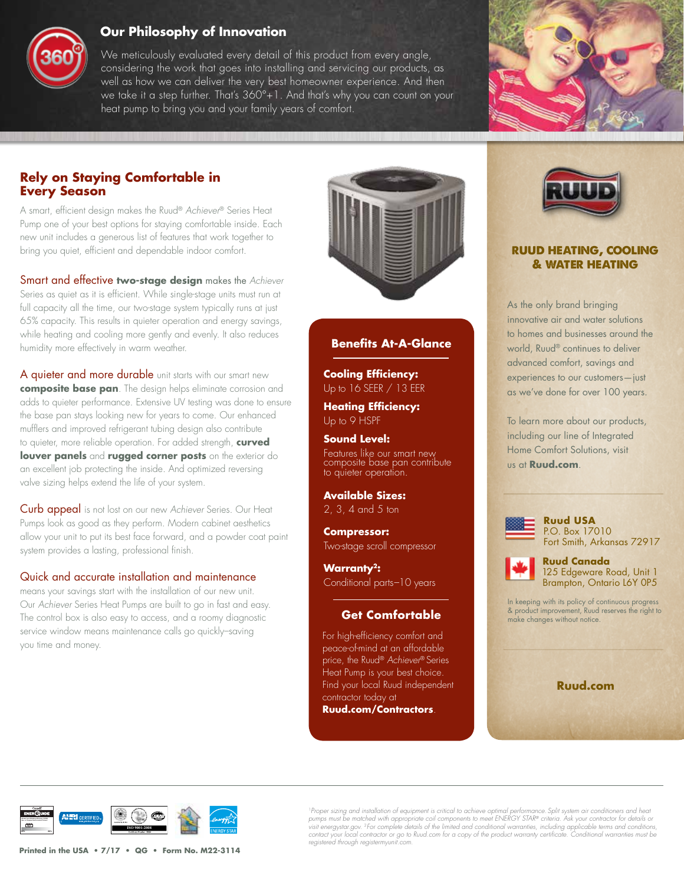## Our Philosophy of Innovation

We meticulously evaluated every detail of this product from every angle, considering the work that goes into installing and servicing our products, as well as how we can deliver the very best homeowner experience. And then we take it a step further. That's 360°+1. And that's why you can count on your heat pump to bring you and your family years of comfort.

## Rely on Staying Comfortable in Every Season

A smart, efficient design makes the Ruud® *Achiever*® Series Heat Pump one of your best options for staying comfortable inside. Each new unit includes a generous list of features that work together to bring you quiet, efficient and dependable indoor comfort.

Smart and effective **two-stage design** makes the *Achiever* Series as quiet as it is efficient. While single-stage units must run at full capacity all the time, our two-stage system typically runs at just 65% capacity. This results in quieter operation and energy savings, while heating and cooling more gently and evenly. It also reduces humidity more effectively in warm weather.

A quieter and more durable unit starts with our smart new **composite base pan**. The design helps eliminate corrosion and adds to quieter performance. Extensive UV testing was done to ensure the base pan stays looking new for years to come. Our enhanced mufflers and improved refrigerant tubing design also contribute to quieter, more reliable operation. For added strength, **curved louver panels** and **rugged corner posts** on the exterior do an excellent job protecting the inside. And optimized reversing valve sizing helps extend the life of your system.

Curb appeal is not lost on our new *Achiever* Series. Our Heat Pumps look as good as they perform. Modern cabinet aesthetics allow your unit to put its best face forward, and a powder coat paint system provides a lasting, professional finish.

Quick and accurate installation and maintenance means your savings start with the installation of our new unit. Our *Achiever* Series Heat Pumps are built to go in fast and easy. The control box is also easy to access, and a roomy diagnostic service window means maintenance calls go quickly–saving you time and money.

### Benefits At-A-Glance

**Cooling Efficiency:**
Up to 16 SEER / 13 EER

**Heating Efficiency:**
Up to 9 HSPF

**Sound Level:**
Features like our smart new composite base pan contribute to quieter operation.

**Available Sizes:**
2, 3, 4 and 5 ton

**Compressor:**
Two-stage scroll compressor

**Warranty[2]:**
Conditional parts–10 years

### Get Comfortable

For high-efficiency comfort and peace-of-mind at an affordable price, the Ruud® *Achiever*® Series Heat Pump is your best choice. Find your local Ruud independent contractor today at **Ruud.com/Contractors**.

## RUUD HEATING, COOLING & WATER HEATING

As the only brand bringing innovative air and water solutions to homes and businesses around the world, Ruud® continues to deliver advanced comfort, savings and experiences to our customers—just as we've done for over 100 years.

To learn more about our products, including our line of Integrated Home Comfort Solutions, visit us at **Ruud.com**.

**Ruud USA**
P.O. Box 17010
Fort Smith, Arkansas 72917

**Ruud Canada**
125 Edgeware Road, Unit 1
Brampton, Ontario L6Y 0P5

In keeping with its policy of continuous progress & product improvement, Ruud reserves the right to make changes without notice.

**Ruud.com**

[1]Proper sizing and installation of equipment is critical to achieve optimal performance. Split system air conditioners and heat pumps must be matched with appropriate coil components to meet ENERGY STAR® criteria. Ask your contractor for details or visit energystar.gov. [2]For complete details of the limited and conditional warranties, including applicable terms and conditions, contact your local contractor or go to Ruud.com for a copy of the product warranty certificate. Conditional warranties must be registered through registermyunit.com.

**Printed in the USA • 7/17 • QG • Form No. M22-3114**